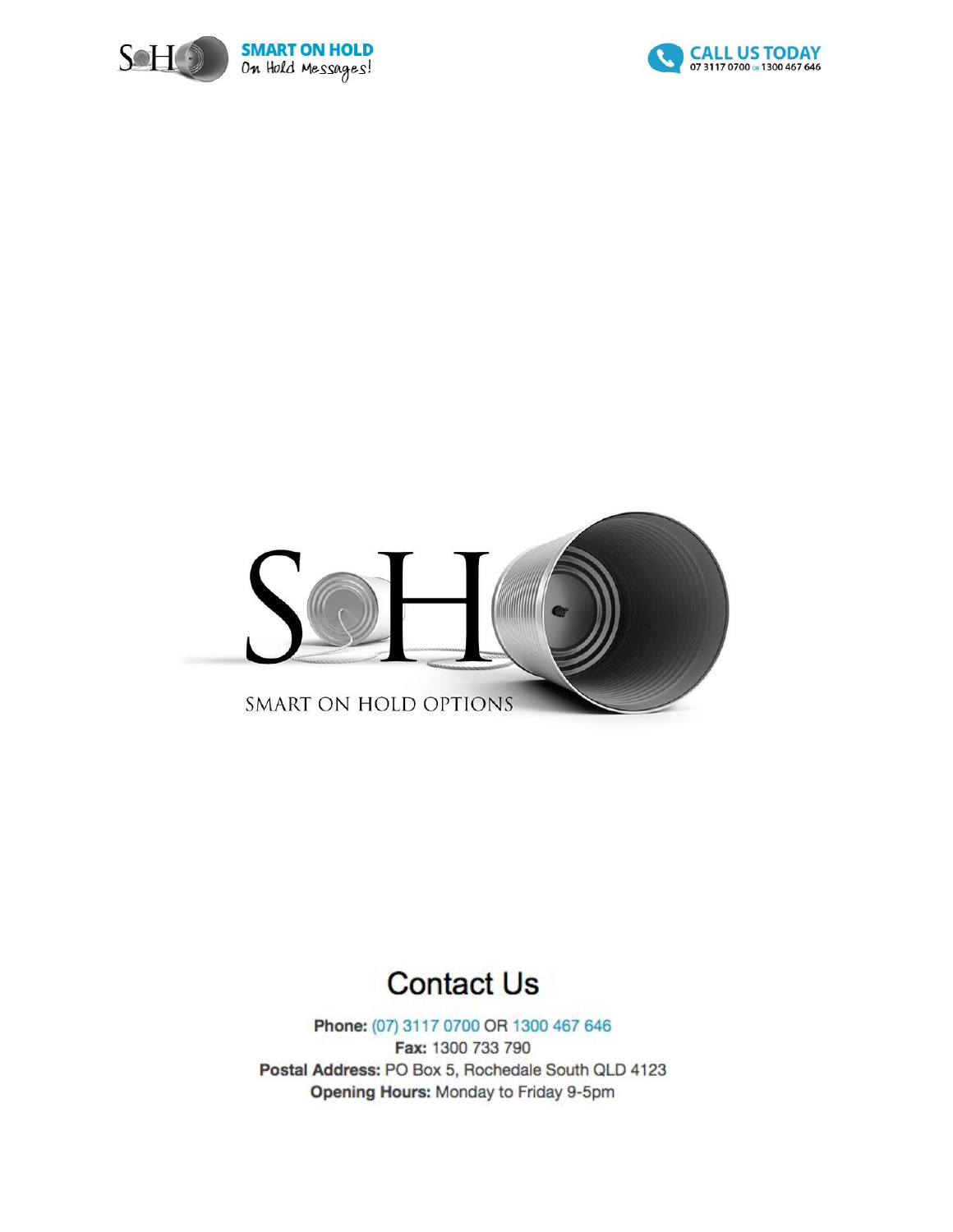SMART ON HOLD
On Hold Messages!

CALL US TODAY
07 3117 0700 OR 1300 467 646

# SMART ON HOLD OPTIONS

## Contact Us

**Phone:** (07) 3117 0700 OR 1300 467 646
**Fax:** 1300 733 790
**Postal Address:** PO Box 5, Rochedale South QLD 4123
**Opening Hours:** Monday to Friday 9-5pm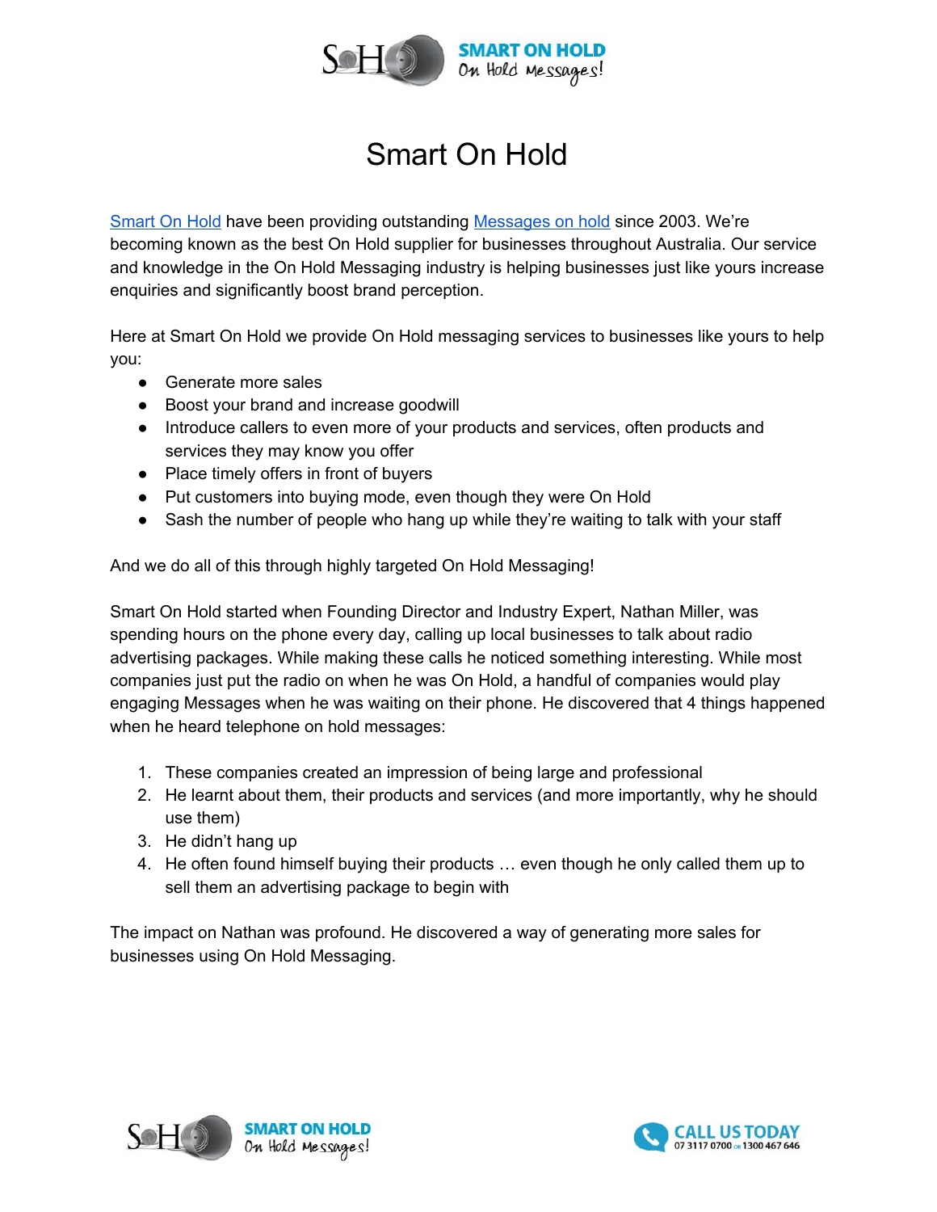# Smart On Hold

[Smart On Hold](#) have been providing outstanding [Messages on hold](#) since 2003. We're becoming known as the best On Hold supplier for businesses throughout Australia. Our service and knowledge in the On Hold Messaging industry is helping businesses just like yours increase enquiries and significantly boost brand perception.

Here at Smart On Hold we provide On Hold messaging services to businesses like yours to help you:

- Generate more sales
- Boost your brand and increase goodwill
- Introduce callers to even more of your products and services, often products and services they may know you offer
- Place timely offers in front of buyers
- Put customers into buying mode, even though they were On Hold
- Sash the number of people who hang up while they're waiting to talk with your staff

And we do all of this through highly targeted On Hold Messaging!

Smart On Hold started when Founding Director and Industry Expert, Nathan Miller, was spending hours on the phone every day, calling up local businesses to talk about radio advertising packages. While making these calls he noticed something interesting. While most companies just put the radio on when he was On Hold, a handful of companies would play engaging Messages when he was waiting on their phone. He discovered that 4 things happened when he heard telephone on hold messages:

1. These companies created an impression of being large and professional
2. He learnt about them, their products and services (and more importantly, why he should use them)
3. He didn't hang up
4. He often found himself buying their products … even though he only called them up to sell them an advertising package to begin with

The impact on Nathan was profound. He discovered a way of generating more sales for businesses using On Hold Messaging.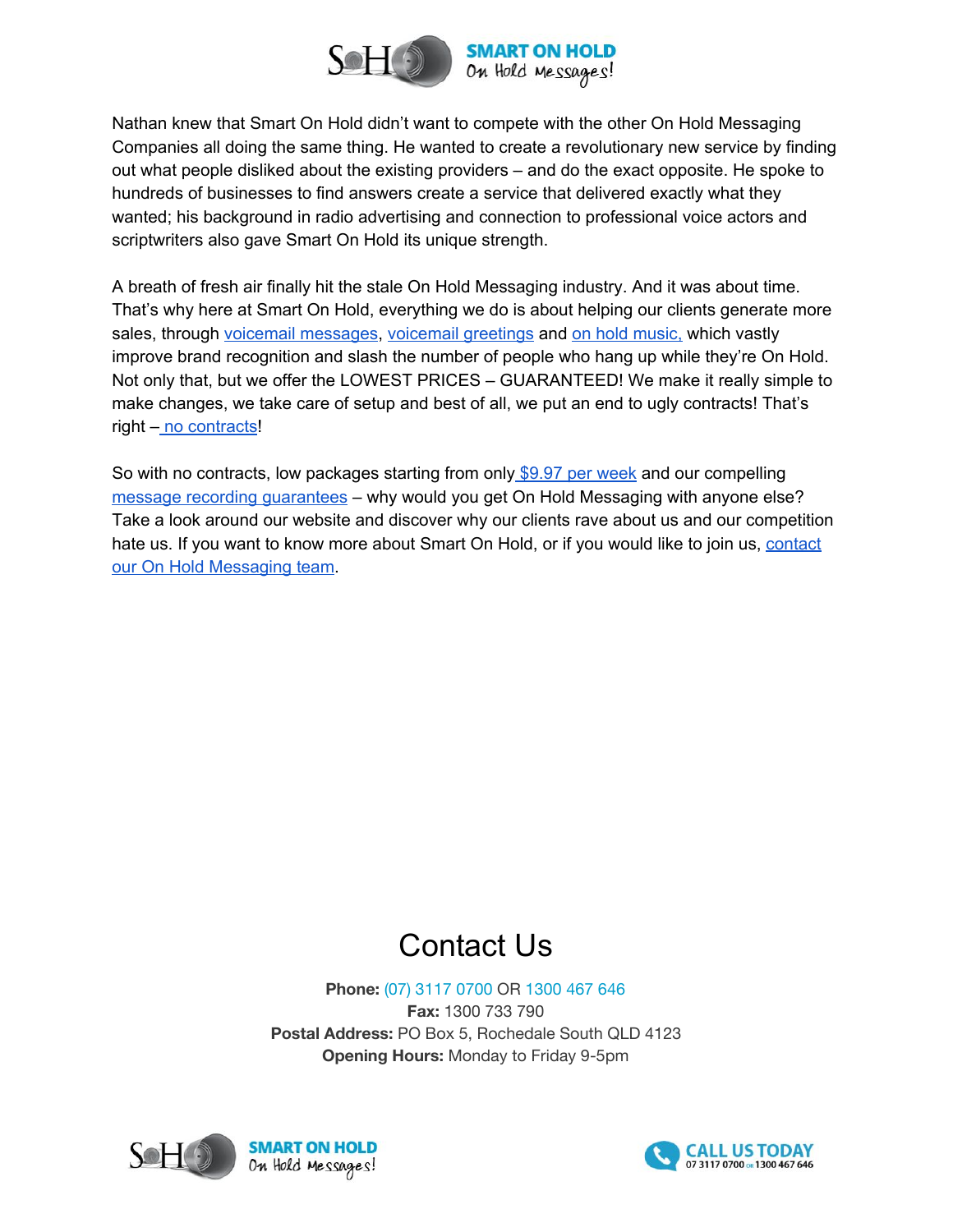Nathan knew that Smart On Hold didn't want to compete with the other On Hold Messaging Companies all doing the same thing. He wanted to create a revolutionary new service by finding out what people disliked about the existing providers – and do the exact opposite. He spoke to hundreds of businesses to find answers create a service that delivered exactly what they wanted; his background in radio advertising and connection to professional voice actors and scriptwriters also gave Smart On Hold its unique strength.

A breath of fresh air finally hit the stale On Hold Messaging industry. And it was about time. That's why here at Smart On Hold, everything we do is about helping our clients generate more sales, through voicemail messages, voicemail greetings and on hold music, which vastly improve brand recognition and slash the number of people who hang up while they're On Hold. Not only that, but we offer the LOWEST PRICES – GUARANTEED! We make it really simple to make changes, we take care of setup and best of all, we put an end to ugly contracts! That's right – no contracts!

So with no contracts, low packages starting from only $9.97 per week and our compelling message recording guarantees – why would you get On Hold Messaging with anyone else? Take a look around our website and discover why our clients rave about us and our competition hate us. If you want to know more about Smart On Hold, or if you would like to join us, contact our On Hold Messaging team.

# Contact Us

**Phone:** (07) 3117 0700 OR 1300 467 646
**Fax:** 1300 733 790
**Postal Address:** PO Box 5, Rochedale South QLD 4123
**Opening Hours:** Monday to Friday 9-5pm

SMART ON HOLD
On Hold Messages!

CALL US TODAY
07 3117 0700 OR 1300 467 646